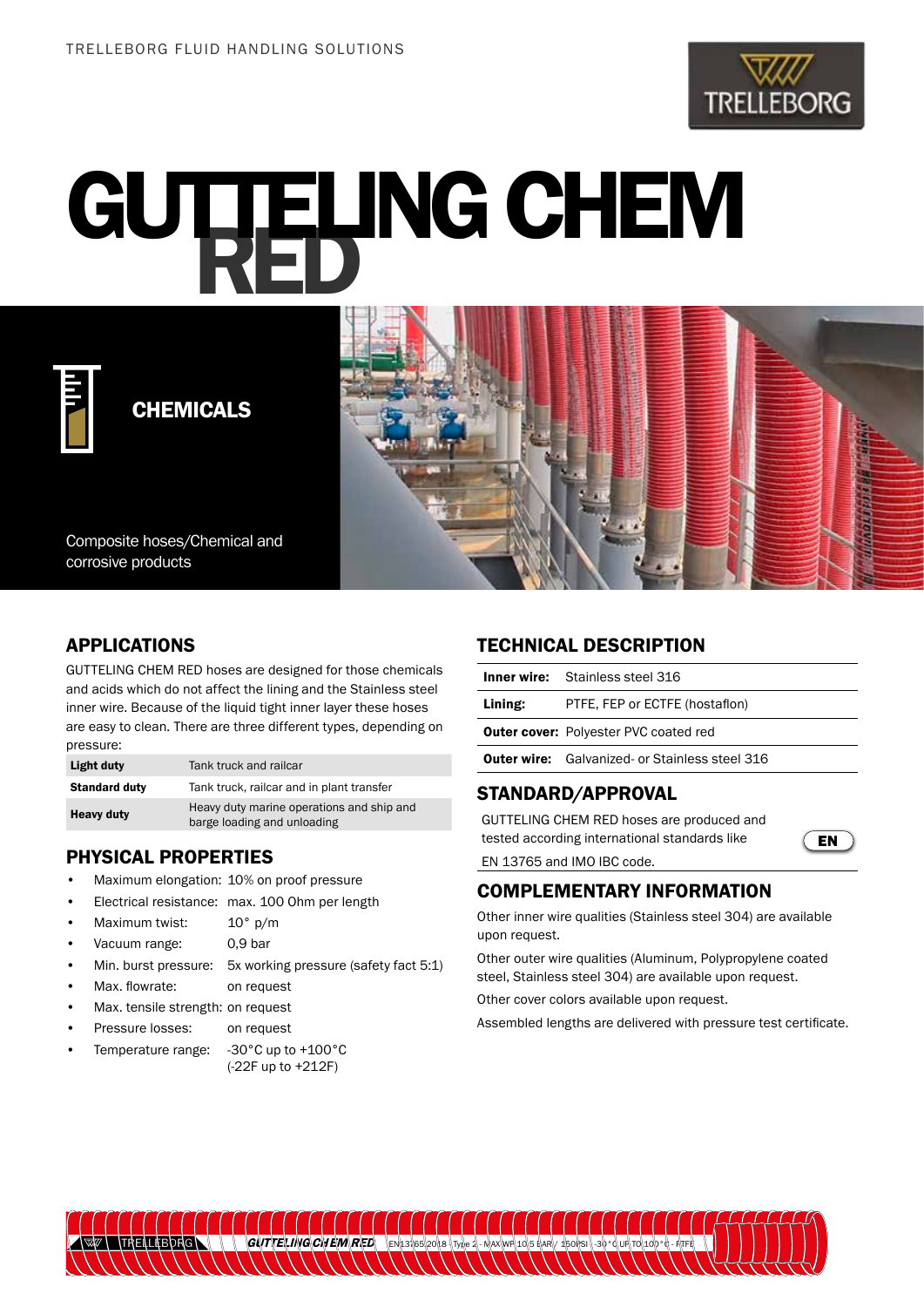TRELLEBORG FLUID HANDLING SOLUTIONS

# GUTTELING CHEM RED

## CHEMICALS

Composite hoses/Chemical and corrosive products

## APPLICATIONS

GUTTELING CHEM RED hoses are designed for those chemicals and acids which do not affect the lining and the Stainless steel inner wire. Because of the liquid tight inner layer these hoses are easy to clean. There are three different types, depending on pressure:

| | |
|---|---|
| **Light duty** | Tank truck and railcar |
| **Standard duty** | Tank truck, railcar and in plant transfer |
| **Heavy duty** | Heavy duty marine operations and ship and barge loading and unloading |

## PHYSICAL PROPERTIES

- Maximum elongation: 10% on proof pressure
- Electrical resistance: max. 100 Ohm per length
- Maximum twist: 10° p/m
- Vacuum range: 0,9 bar
- Min. burst pressure: 5x working pressure (safety fact 5:1)
- Max. flowrate: on request
- Max. tensile strength: on request
- Pressure losses: on request
- Temperature range: -30°C up to +100°C (-22F up to +212F)

## TECHNICAL DESCRIPTION

| | |
|---|---|
| **Inner wire:** | Stainless steel 316 |
| **Lining:** | PTFE, FEP or ECTFE (hostaflon) |
| **Outer cover:** | Polyester PVC coated red |
| **Outer wire:** | Galvanized- or Stainless steel 316 |

## STANDARD/APPROVAL

GUTTELING CHEM RED hoses are produced and tested according international standards like EN 13765 and IMO IBC code.

EN

## COMPLEMENTARY INFORMATION

Other inner wire qualities (Stainless steel 304) are available upon request.

Other outer wire qualities (Aluminum, Polypropylene coated steel, Stainless steel 304) are available upon request.

Other cover colors available upon request.

Assembled lengths are delivered with pressure test certificate.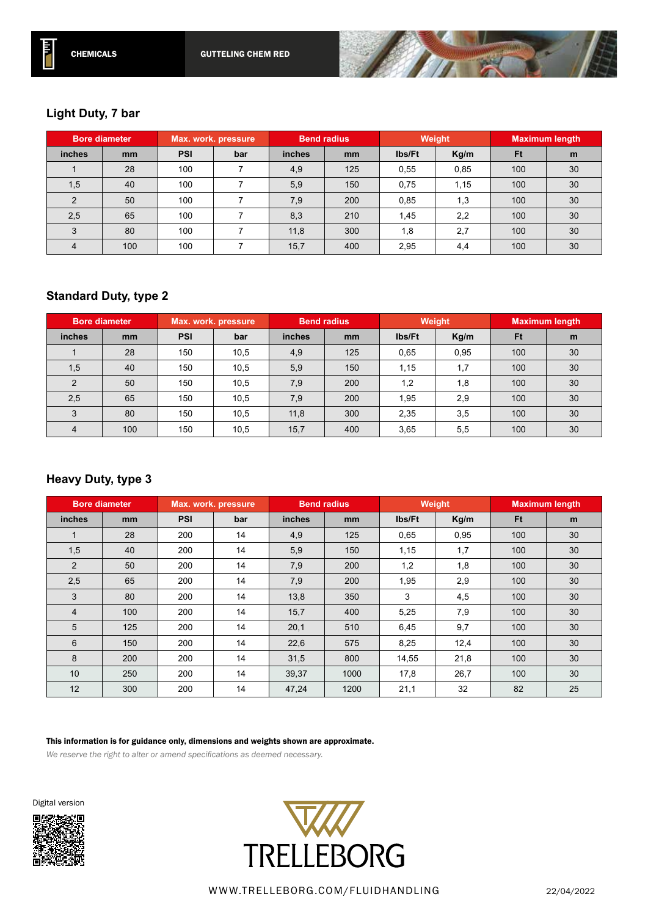CHEMICALS

GUTTELING CHEM RED

## Light Duty, 7 bar

| Bore diameter | | Max. work. pressure | | Bend radius | | Weight | | Maximum length | |
|---|---|---|---|---|---|---|---|---|---|
| inches | mm | PSI | bar | inches | mm | lbs/Ft | Kg/m | Ft | m |
| 1 | 28 | 100 | 7 | 4,9 | 125 | 0,55 | 0,85 | 100 | 30 |
| 1,5 | 40 | 100 | 7 | 5,9 | 150 | 0,75 | 1,15 | 100 | 30 |
| 2 | 50 | 100 | 7 | 7,9 | 200 | 0,85 | 1,3 | 100 | 30 |
| 2,5 | 65 | 100 | 7 | 8,3 | 210 | 1,45 | 2,2 | 100 | 30 |
| 3 | 80 | 100 | 7 | 11,8 | 300 | 1,8 | 2,7 | 100 | 30 |
| 4 | 100 | 100 | 7 | 15,7 | 400 | 2,95 | 4,4 | 100 | 30 |

## Standard Duty, type 2

| Bore diameter | | Max. work. pressure | | Bend radius | | Weight | | Maximum length | |
|---|---|---|---|---|---|---|---|---|---|
| inches | mm | PSI | bar | inches | mm | lbs/Ft | Kg/m | Ft | m |
| 1 | 28 | 150 | 10,5 | 4,9 | 125 | 0,65 | 0,95 | 100 | 30 |
| 1,5 | 40 | 150 | 10,5 | 5,9 | 150 | 1,15 | 1,7 | 100 | 30 |
| 2 | 50 | 150 | 10,5 | 7,9 | 200 | 1,2 | 1,8 | 100 | 30 |
| 2,5 | 65 | 150 | 10,5 | 7,9 | 200 | 1,95 | 2,9 | 100 | 30 |
| 3 | 80 | 150 | 10,5 | 11,8 | 300 | 2,35 | 3,5 | 100 | 30 |
| 4 | 100 | 150 | 10,5 | 15,7 | 400 | 3,65 | 5,5 | 100 | 30 |

## Heavy Duty, type 3

| Bore diameter | | Max. work. pressure | | Bend radius | | Weight | | Maximum length | |
|---|---|---|---|---|---|---|---|---|---|
| inches | mm | PSI | bar | inches | mm | lbs/Ft | Kg/m | Ft | m |
| 1 | 28 | 200 | 14 | 4,9 | 125 | 0,65 | 0,95 | 100 | 30 |
| 1,5 | 40 | 200 | 14 | 5,9 | 150 | 1,15 | 1,7 | 100 | 30 |
| 2 | 50 | 200 | 14 | 7,9 | 200 | 1,2 | 1,8 | 100 | 30 |
| 2,5 | 65 | 200 | 14 | 7,9 | 200 | 1,95 | 2,9 | 100 | 30 |
| 3 | 80 | 200 | 14 | 13,8 | 350 | 3 | 4,5 | 100 | 30 |
| 4 | 100 | 200 | 14 | 15,7 | 400 | 5,25 | 7,9 | 100 | 30 |
| 5 | 125 | 200 | 14 | 20,1 | 510 | 6,45 | 9,7 | 100 | 30 |
| 6 | 150 | 200 | 14 | 22,6 | 575 | 8,25 | 12,4 | 100 | 30 |
| 8 | 200 | 200 | 14 | 31,5 | 800 | 14,55 | 21,8 | 100 | 30 |
| 10 | 250 | 200 | 14 | 39,37 | 1000 | 17,8 | 26,7 | 100 | 30 |
| 12 | 300 | 200 | 14 | 47,24 | 1200 | 21,1 | 32 | 82 | 25 |

**This information is for guidance only, dimensions and weights shown are approximate.**

*We reserve the right to alter or amend specifications as deemed necessary.*

Digital version

TRELLEBORG

WWW.TRELLEBORG.COM/FLUIDHANDLING

22/04/2022